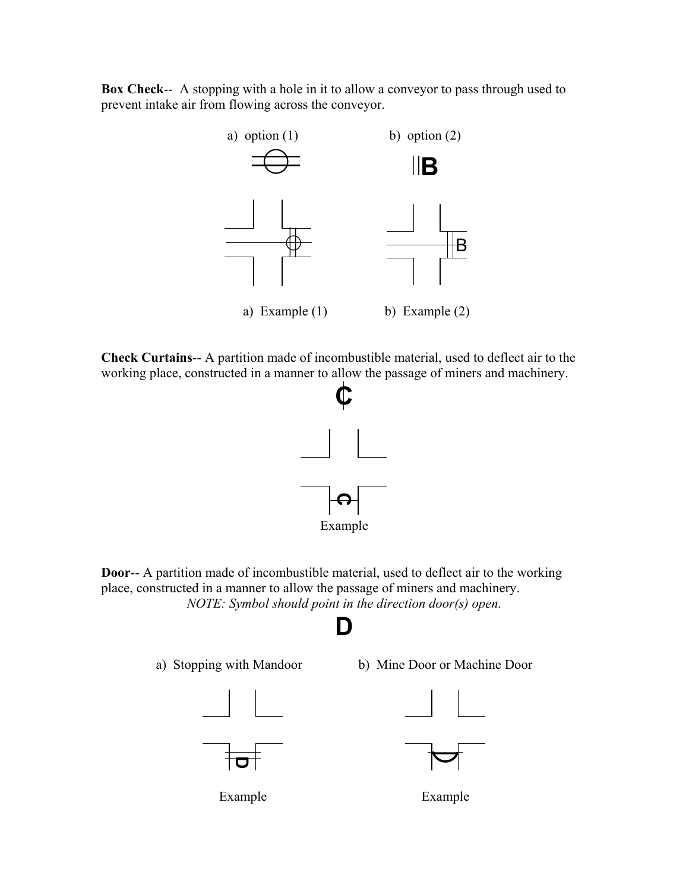**Box Check**-- A stopping with a hole in it to allow a conveyor to pass through used to prevent intake air from flowing across the conveyor.

a) option (1) b) option (2)

a) Example (1) b) Example (2)

**Check Curtains**-- A partition made of incombustible material, used to deflect air to the working place, constructed in a manner to allow the passage of miners and machinery.

Example

**Door**-- A partition made of incombustible material, used to deflect air to the working place, constructed in a manner to allow the passage of miners and machinery.

*NOTE: Symbol should point in the direction door(s) open.*

a) Stopping with Mandoor b) Mine Door or Machine Door

Example Example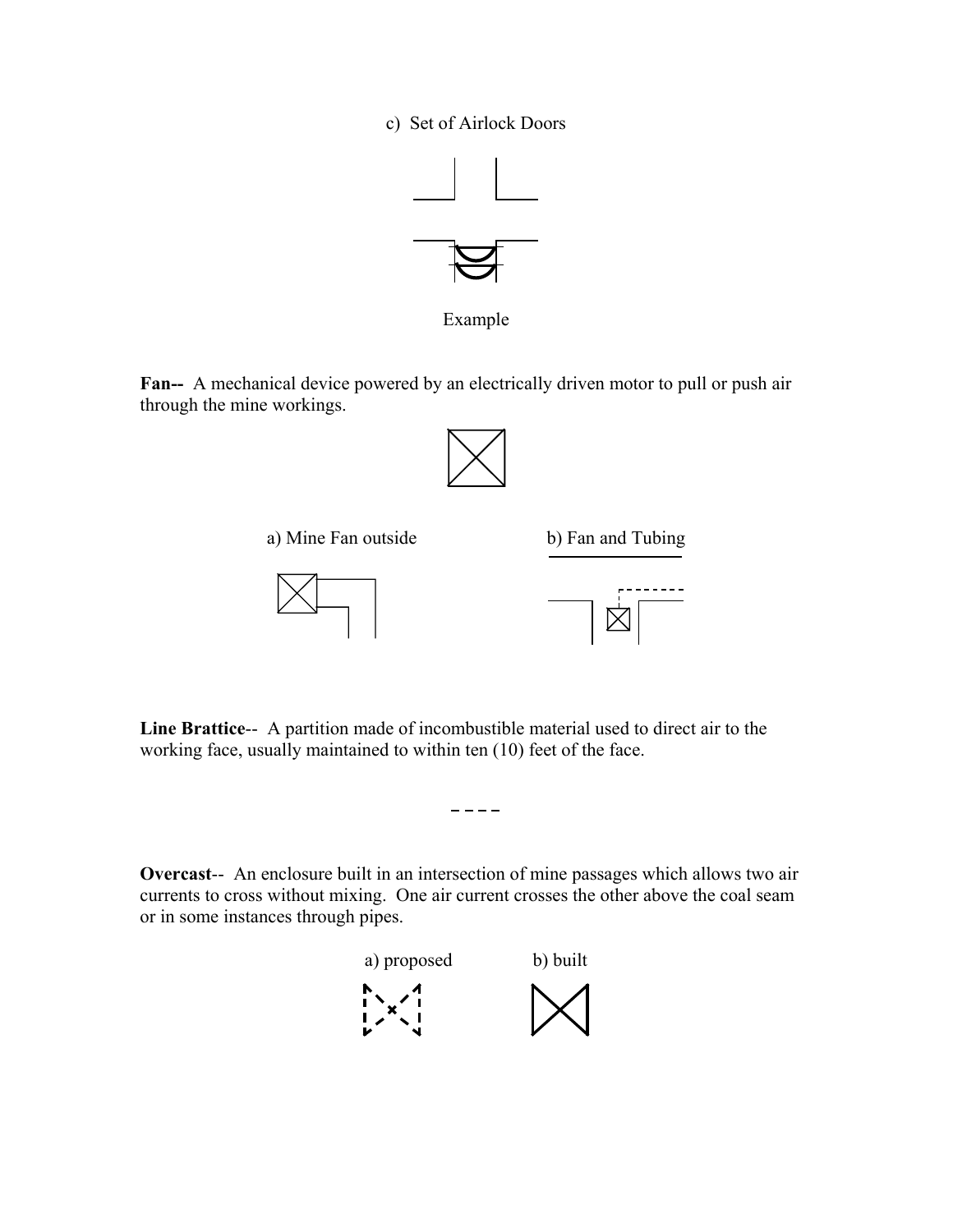c) Set of Airlock Doors

Example

**Fan--** A mechanical device powered by an electrically driven motor to pull or push air through the mine workings.

a) Mine Fan outside

b) Fan and Tubing

**Line Brattice**-- A partition made of incombustible material used to direct air to the working face, usually maintained to within ten (10) feet of the face.

**Overcast**-- An enclosure built in an intersection of mine passages which allows two air currents to cross without mixing. One air current crosses the other above the coal seam or in some instances through pipes.

a) proposed

b) built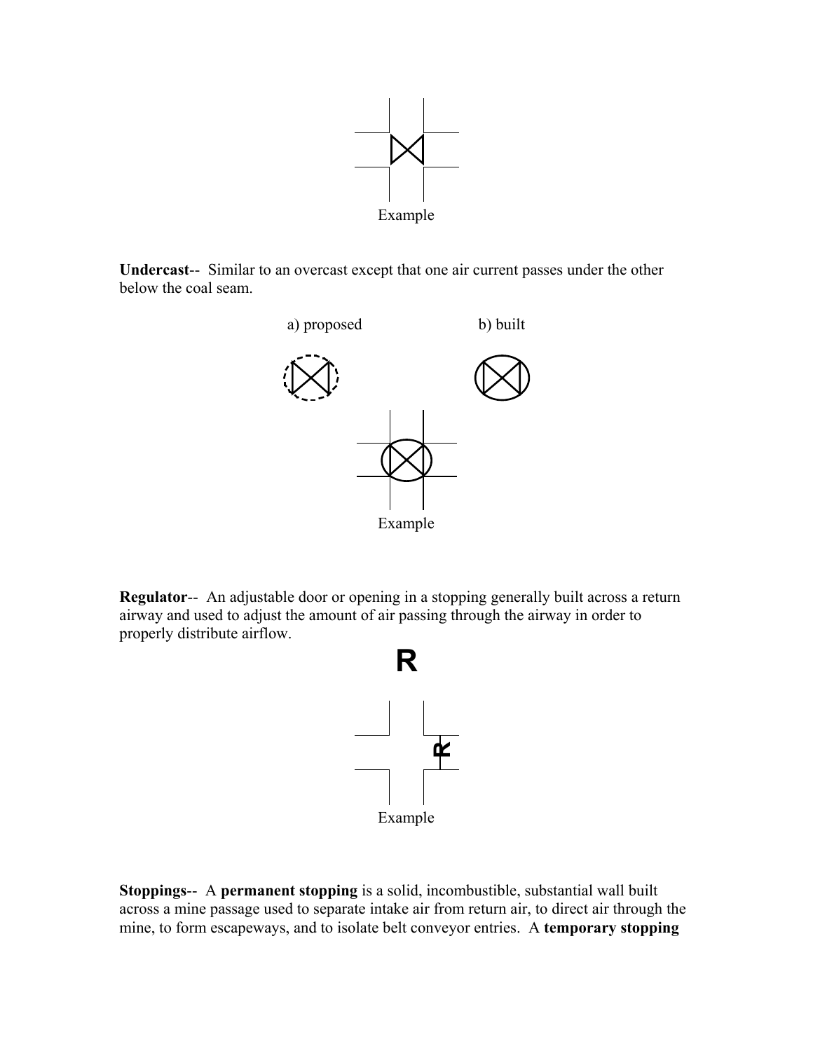Example

**Undercast**-- Similar to an overcast except that one air current passes under the other below the coal seam.

a) proposed b) built

Example

**Regulator**-- An adjustable door or opening in a stopping generally built across a return airway and used to adjust the amount of air passing through the airway in order to properly distribute airflow.

**R**

R

Example

**Stoppings**-- A **permanent stopping** is a solid, incombustible, substantial wall built across a mine passage used to separate intake air from return air, to direct air through the mine, to form escapeways, and to isolate belt conveyor entries. A **temporary stopping**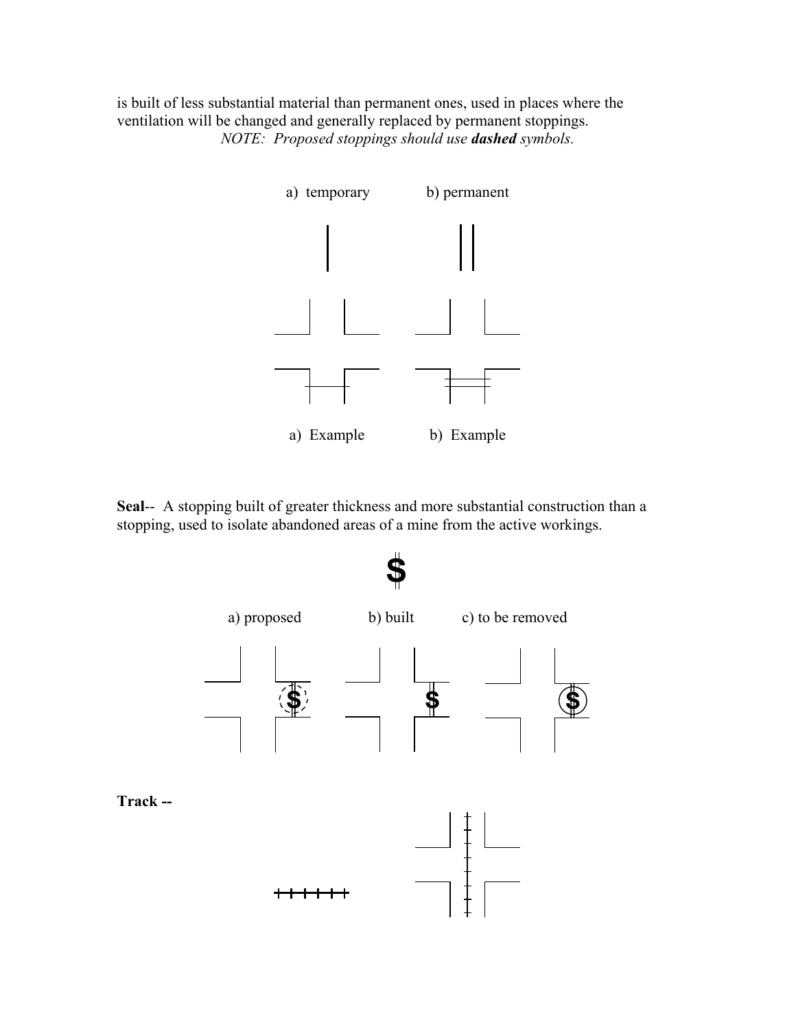is built of less substantial material than permanent ones, used in places where the ventilation will be changed and generally replaced by permanent stoppings.

*NOTE: Proposed stoppings should use **dashed** symbols.*

a) temporary b) permanent

a) Example b) Example

**Seal**-- A stopping built of greater thickness and more substantial construction than a stopping, used to isolate abandoned areas of a mine from the active workings.

a) proposed b) built c) to be removed

**Track --**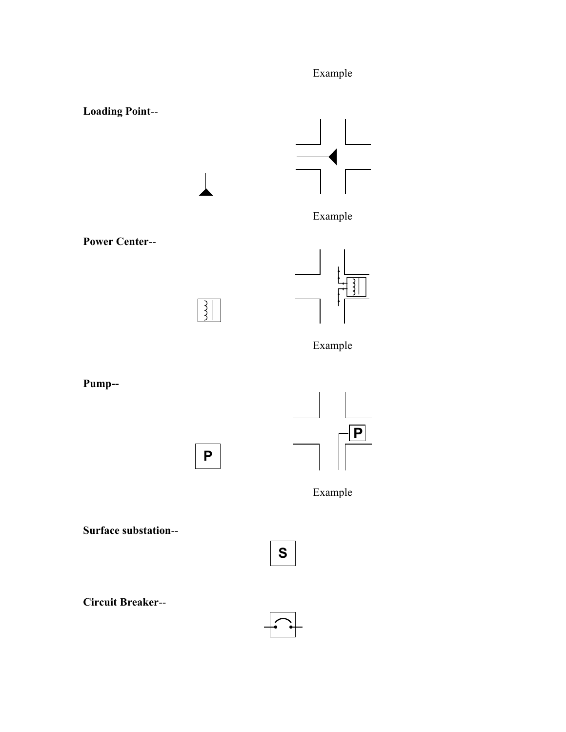Example

**Loading Point**--

Example

**Power Center**--

Example

**Pump--**

P

P

Example

**Surface substation**--

S

**Circuit Breaker**--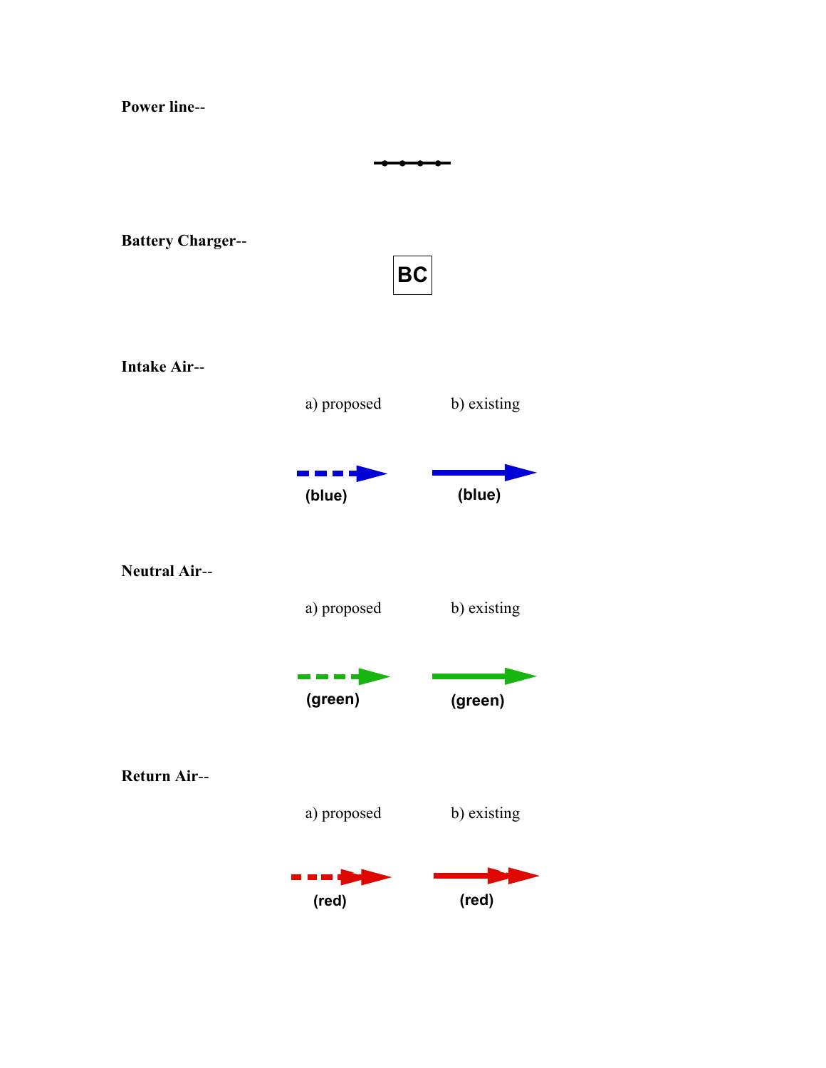**Power line**--

**Battery Charger**--

BC

**Intake Air**--

a) proposed b) existing

(blue) (blue)

**Neutral Air**--

a) proposed b) existing

(green) (green)

**Return Air**--

a) proposed b) existing

(red) (red)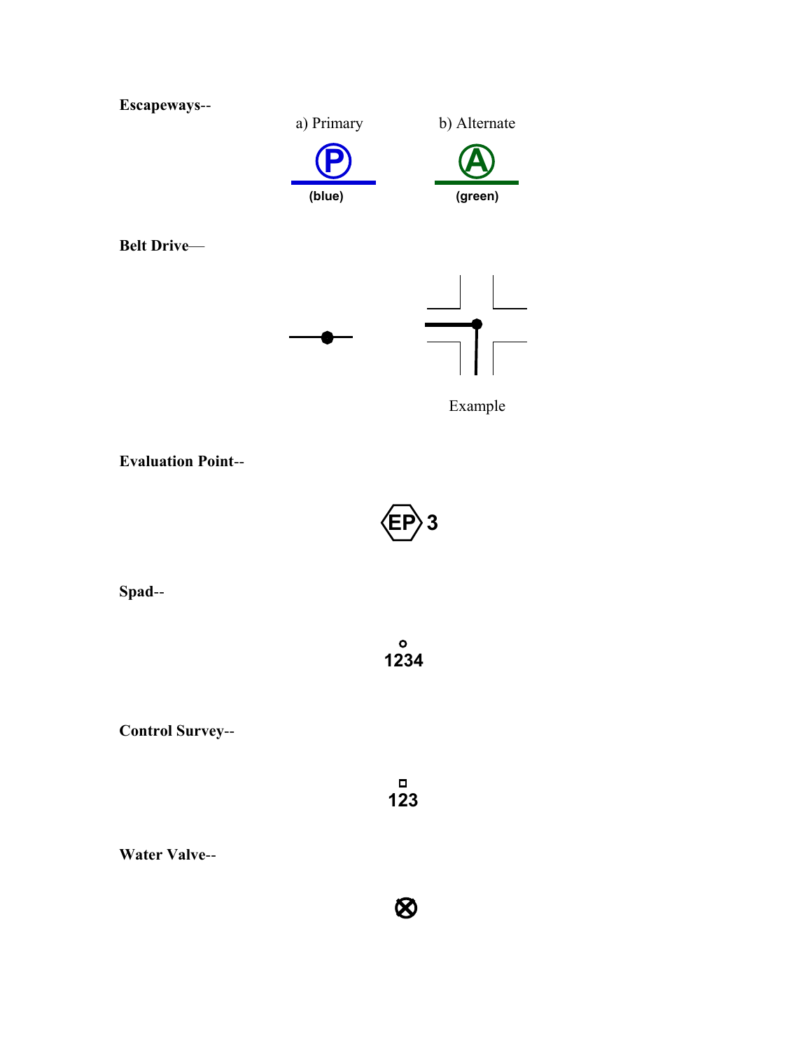**Escapeways**--

a) Primary (blue)

b) Alternate (green)

**Belt Drive**—

Example

**Evaluation Point**--

EP 3

**Spad**--

1234

**Control Survey**--

123

**Water Valve**--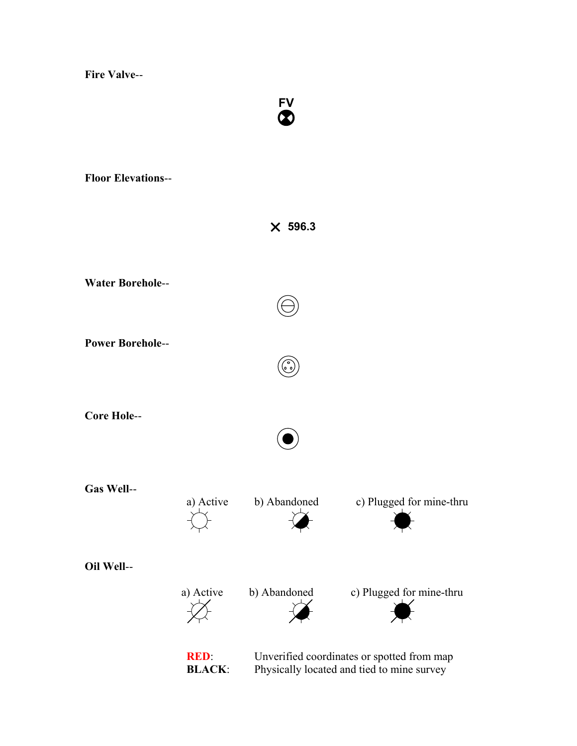**Fire Valve--**

FV

**Floor Elevations--**

596.3

**Water Borehole--**

**Power Borehole--**

**Core Hole--**

**Gas Well--**

a) Active

b) Abandoned

c) Plugged for mine-thru

**Oil Well--**

a) Active

b) Abandoned

c) Plugged for mine-thru

| | |
|---|---|
| **RED**: | Unverified coordinates or spotted from map |
| **BLACK**: | Physically located and tied to mine survey |